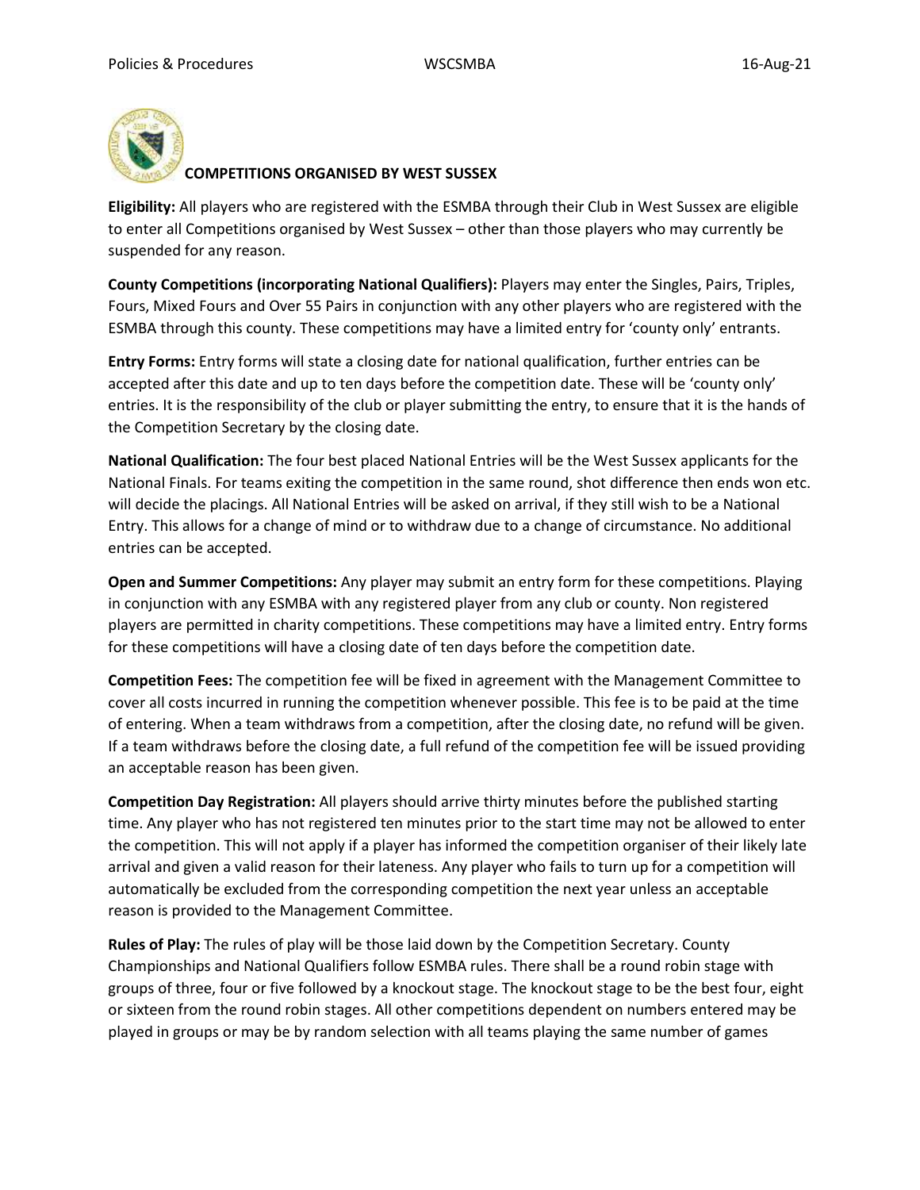## COMPETITIONS ORGANISED BY WEST SUSSEX

**Eligibility:** All players who are registered with the ESMBA through their Club in West Sussex are eligible to enter all Competitions organised by West Sussex – other than those players who may currently be suspended for any reason.

**County Competitions (incorporating National Qualifiers):** Players may enter the Singles, Pairs, Triples, Fours, Mixed Fours and Over 55 Pairs in conjunction with any other players who are registered with the ESMBA through this county. These competitions may have a limited entry for 'county only' entrants.

**Entry Forms:** Entry forms will state a closing date for national qualification, further entries can be accepted after this date and up to ten days before the competition date. These will be 'county only' entries. It is the responsibility of the club or player submitting the entry, to ensure that it is the hands of the Competition Secretary by the closing date.

**National Qualification:** The four best placed National Entries will be the West Sussex applicants for the National Finals. For teams exiting the competition in the same round, shot difference then ends won etc. will decide the placings. All National Entries will be asked on arrival, if they still wish to be a National Entry. This allows for a change of mind or to withdraw due to a change of circumstance. No additional entries can be accepted.

**Open and Summer Competitions:** Any player may submit an entry form for these competitions. Playing in conjunction with any ESMBA with any registered player from any club or county. Non registered players are permitted in charity competitions. These competitions may have a limited entry. Entry forms for these competitions will have a closing date of ten days before the competition date.

**Competition Fees:** The competition fee will be fixed in agreement with the Management Committee to cover all costs incurred in running the competition whenever possible. This fee is to be paid at the time of entering. When a team withdraws from a competition, after the closing date, no refund will be given. If a team withdraws before the closing date, a full refund of the competition fee will be issued providing an acceptable reason has been given.

**Competition Day Registration:** All players should arrive thirty minutes before the published starting time. Any player who has not registered ten minutes prior to the start time may not be allowed to enter the competition. This will not apply if a player has informed the competition organiser of their likely late arrival and given a valid reason for their lateness. Any player who fails to turn up for a competition will automatically be excluded from the corresponding competition the next year unless an acceptable reason is provided to the Management Committee.

**Rules of Play:** The rules of play will be those laid down by the Competition Secretary. County Championships and National Qualifiers follow ESMBA rules. There shall be a round robin stage with groups of three, four or five followed by a knockout stage. The knockout stage to be the best four, eight or sixteen from the round robin stages. All other competitions dependent on numbers entered may be played in groups or may be by random selection with all teams playing the same number of games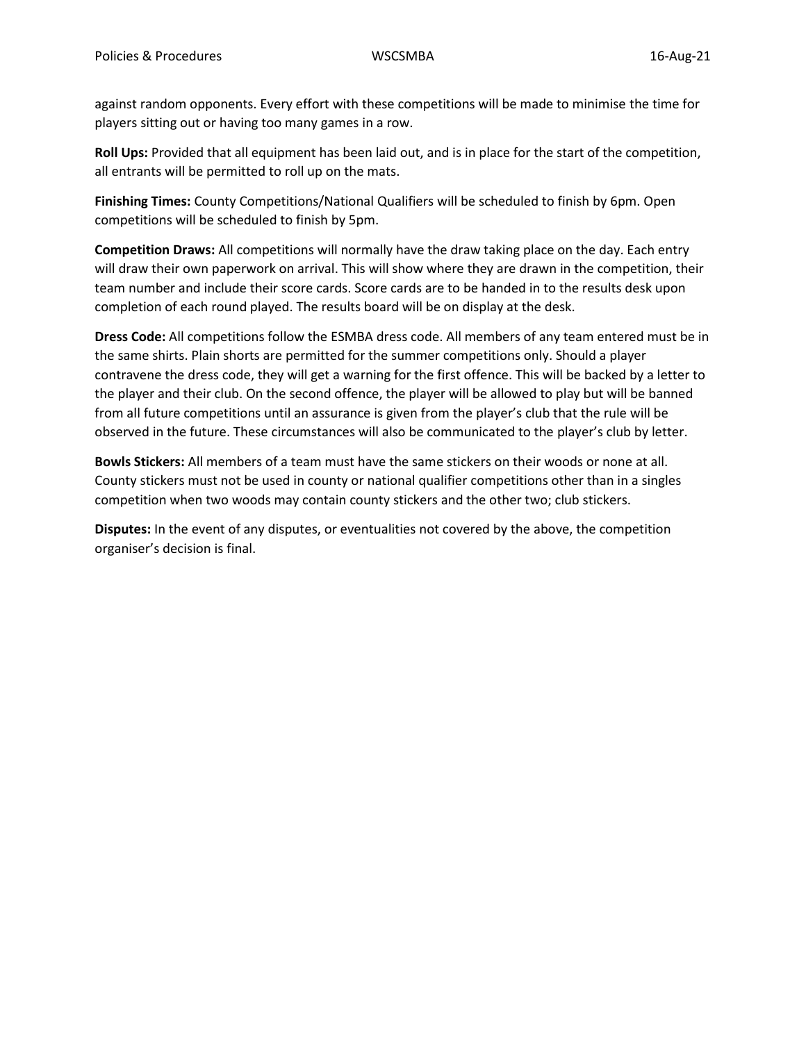against random opponents. Every effort with these competitions will be made to minimise the time for players sitting out or having too many games in a row.

**Roll Ups:** Provided that all equipment has been laid out, and is in place for the start of the competition, all entrants will be permitted to roll up on the mats.

**Finishing Times:** County Competitions/National Qualifiers will be scheduled to finish by 6pm. Open competitions will be scheduled to finish by 5pm.

**Competition Draws:** All competitions will normally have the draw taking place on the day. Each entry will draw their own paperwork on arrival. This will show where they are drawn in the competition, their team number and include their score cards. Score cards are to be handed in to the results desk upon completion of each round played. The results board will be on display at the desk.

**Dress Code:** All competitions follow the ESMBA dress code. All members of any team entered must be in the same shirts. Plain shorts are permitted for the summer competitions only. Should a player contravene the dress code, they will get a warning for the first offence. This will be backed by a letter to the player and their club. On the second offence, the player will be allowed to play but will be banned from all future competitions until an assurance is given from the player's club that the rule will be observed in the future. These circumstances will also be communicated to the player's club by letter.

**Bowls Stickers:** All members of a team must have the same stickers on their woods or none at all. County stickers must not be used in county or national qualifier competitions other than in a singles competition when two woods may contain county stickers and the other two; club stickers.

**Disputes:** In the event of any disputes, or eventualities not covered by the above, the competition organiser's decision is final.